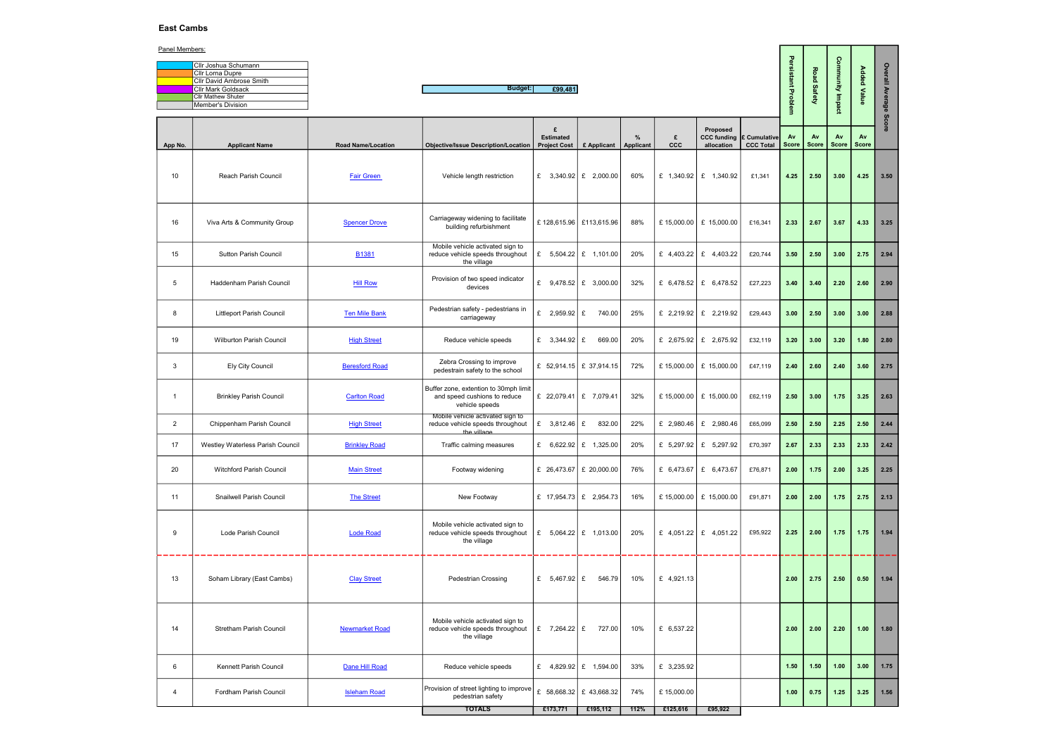## East Cambs

Panel Members:

| | |
|---|---|
| | Cllr Joshua Schumann |
| | Cllr Lorna Dupre |
| | Cllr David Ambrose Smith |
| | Cllr Mark Goldsack |
| | Cllr Mathew Shuter |
| | Member's Division |

**Budget:** £99,481

| App No. | Applicant Name | Road Name/Location | Objective/Issue Description/Location | £ Estimated Project Cost | £ Applicant | % Applicant | £ CCC | Proposed CCC funding allocation | £ Cumulative CCC Total | Persistant Problem Av Score | Road Safety Av Score | Community Impact Av Score | Added Value Av Score | Overall Average Score |
|---|---|---|---|---|---|---|---|---|---|---|---|---|---|---|
| 10 | Reach Parish Council | Fair Green | Vehicle length restriction | £ 3,340.92 | £ 2,000.00 | 60% | £ 1,340.92 | £ 1,340.92 | £1,341 | 4.25 | 2.50 | 3.00 | 4.25 | 3.50 |
| 16 | Viva Arts & Community Group | Spencer Drove | Carriageway widening to facilitate building refurbishment | £ 128,615.96 | £113,615.96 | 88% | £ 15,000.00 | £ 15,000.00 | £16,341 | 2.33 | 2.67 | 3.67 | 4.33 | 3.25 |
| 15 | Sutton Parish Council | B1381 | Mobile vehicle activated sign to reduce vehicle speeds throughout the village | £ 5,504.22 | £ 1,101.00 | 20% | £ 4,403.22 | £ 4,403.22 | £20,744 | 3.50 | 2.50 | 3.00 | 2.75 | 2.94 |
| 5 | Haddenham Parish Council | Hill Row | Provision of two speed indicator devices | £ 9,478.52 | £ 3,000.00 | 32% | £ 6,478.52 | £ 6,478.52 | £27,223 | 3.40 | 3.40 | 2.20 | 2.60 | 2.90 |
| 8 | Littleport Parish Council | Ten Mile Bank | Pedestrian safety - pedestrians in carriageway | £ 2,959.92 | £ 740.00 | 25% | £ 2,219.92 | £ 2,219.92 | £29,443 | 3.00 | 2.50 | 3.00 | 3.00 | 2.88 |
| 19 | Wilburton Parish Council | High Street | Reduce vehicle speeds | £ 3,344.92 | £ 669.00 | 20% | £ 2,675.92 | £ 2,675.92 | £32,119 | 3.20 | 3.00 | 3.20 | 1.80 | 2.80 |
| 3 | Ely City Council | Beresford Road | Zebra Crossing to improve pedestrain safety to the school | £ 52,914.15 | £ 37,914.15 | 72% | £ 15,000.00 | £ 15,000.00 | £47,119 | 2.40 | 2.60 | 2.40 | 3.60 | 2.75 |
| 1 | Brinkley Parish Council | Carlton Road | Buffer zone, extention to 30mph limit and speed cushions to reduce vehicle speeds | £ 22,079.41 | £ 7,079.41 | 32% | £ 15,000.00 | £ 15,000.00 | £62,119 | 2.50 | 3.00 | 1.75 | 3.25 | 2.63 |
| 2 | Chippenham Parish Council | High Street | Mobile vehicle activated sign to reduce vehicle speeds throughout the village | £ 3,812.46 | £ 832.00 | 22% | £ 2,980.46 | £ 2,980.46 | £65,099 | 2.50 | 2.50 | 2.25 | 2.50 | 2.44 |
| 17 | Westley Waterless Parish Council | Brinkley Road | Traffic calming measures | £ 6,622.92 | £ 1,325.00 | 20% | £ 5,297.92 | £ 5,297.92 | £70,397 | 2.67 | 2.33 | 2.33 | 2.33 | 2.42 |
| 20 | Witchford Parish Council | Main Street | Footway widening | £ 26,473.67 | £ 20,000.00 | 76% | £ 6,473.67 | £ 6,473.67 | £76,871 | 2.00 | 1.75 | 2.00 | 3.25 | 2.25 |
| 11 | Snailwell Parish Council | The Street | New Footway | £ 17,954.73 | £ 2,954.73 | 16% | £ 15,000.00 | £ 15,000.00 | £91,871 | 2.00 | 2.00 | 1.75 | 2.75 | 2.13 |
| 9 | Lode Parish Council | Lode Road | Mobile vehicle activated sign to reduce vehicle speeds throughout the village | £ 5,064.22 | £ 1,013.00 | 20% | £ 4,051.22 | £ 4,051.22 | £95,922 | 2.25 | 2.00 | 1.75 | 1.75 | 1.94 |
| 13 | Soham Library (East Cambs) | Clay Street | Pedestrian Crossing | £ 5,467.92 | £ 546.79 | 10% | £ 4,921.13 | | | 2.00 | 2.75 | 2.50 | 0.50 | 1.94 |
| 14 | Stretham Parish Council | Newmarket Road | Mobile vehicle activated sign to reduce vehicle speeds throughout the village | £ 7,264.22 | £ 727.00 | 10% | £ 6,537.22 | | | 2.00 | 2.00 | 2.20 | 1.00 | 1.80 |
| 6 | Kennett Parish Council | Dane Hill Road | Reduce vehicle speeds | £ 4,829.92 | £ 1,594.00 | 33% | £ 3,235.92 | | | 1.50 | 1.50 | 1.00 | 3.00 | 1.75 |
| 4 | Fordham Parish Council | Isleham Road | Provision of street lighting to improve pedestrian safety | £ 58,668.32 | £ 43,668.32 | 74% | £ 15,000.00 | | | 1.00 | 0.75 | 1.25 | 3.25 | 1.56 |
| | | | TOTALS | £173,771 | £195,112 | 112% | £125,616 | £95,922 | | | | | | |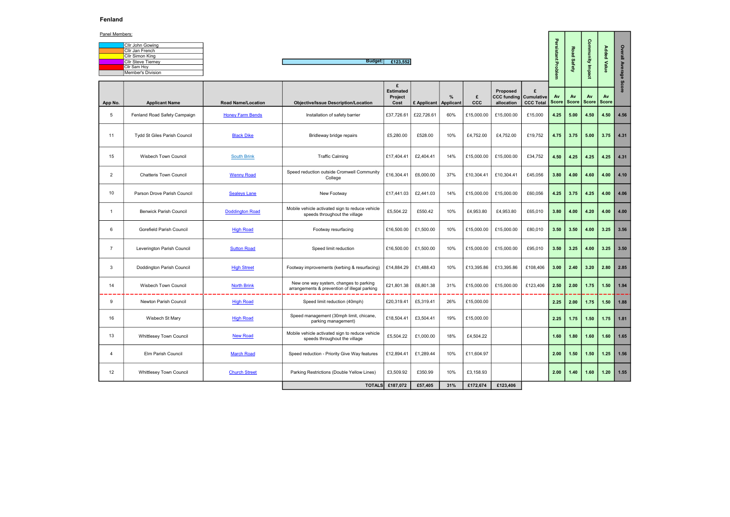## Fenland

Panel Members:

| | |
|---|---|
| | Cllr John Gowing |
| | Cllr Jan French |
| | Cllr Simon King |
| | Cllr Steve Tierney |
| | Cllr Sam Hoy |
| | Member's Division |

Budget: £123,552

| App No. | Applicant Name | Road Name/Location | Objective/Issue Description/Location | £ Estimated Project Cost | £ Applicant | % Applicant | £ CCC | Proposed CCC funding allocation | £ Cumulative CCC Total | Persistant Problem Av Score | Road Safety Av Score | Community Impact Av Score | Added Value Av Score | Overall Average Score |
|---|---|---|---|---|---|---|---|---|---|---|---|---|---|---|
| 5 | Fenland Road Safety Campaign | Honey Farm Bends | Installation of safety barrier | £37,726.61 | £22,726.61 | 60% | £15,000.00 | £15,000.00 | £15,000 | 4.25 | 5.00 | 4.50 | 4.50 | 4.56 |
| 11 | Tydd St Giles Parish Council | Black Dike | Bridleway bridge repairs | £5,280.00 | £528.00 | 10% | £4,752.00 | £4,752.00 | £19,752 | 4.75 | 3.75 | 5.00 | 3.75 | 4.31 |
| 15 | Wisbech Town Council | South Brink | Traffic Calming | £17,404.41 | £2,404.41 | 14% | £15,000.00 | £15,000.00 | £34,752 | 4.50 | 4.25 | 4.25 | 4.25 | 4.31 |
| 2 | Chatteris Town Council | Wenny Road | Speed reduction outside Cromwell Community College | £16,304.41 | £6,000.00 | 37% | £10,304.41 | £10,304.41 | £45,056 | 3.80 | 4.00 | 4.60 | 4.00 | 4.10 |
| 10 | Parson Drove Parish Council | Sealeys Lane | New Footway | £17,441.03 | £2,441.03 | 14% | £15,000.00 | £15,000.00 | £60,056 | 4.25 | 3.75 | 4.25 | 4.00 | 4.06 |
| 1 | Benwick Parish Council | Doddington Road | Mobile vehicle activated sign to reduce vehicle speeds throughout the village | £5,504.22 | £550.42 | 10% | £4,953.80 | £4,953.80 | £65,010 | 3.80 | 4.00 | 4.20 | 4.00 | 4.00 |
| 6 | Gorefield Parish Council | High Road | Footway resurfacing | £16,500.00 | £1,500.00 | 10% | £15,000.00 | £15,000.00 | £80,010 | 3.50 | 3.50 | 4.00 | 3.25 | 3.56 |
| 7 | Leverington Parish Council | Sutton Road | Speed limit reduction | £16,500.00 | £1,500.00 | 10% | £15,000.00 | £15,000.00 | £95,010 | 3.50 | 3.25 | 4.00 | 3.25 | 3.50 |
| 3 | Doddington Parish Council | High Street | Footway improvements (kerbing & resurfacing) | £14,884.29 | £1,488.43 | 10% | £13,395.86 | £13,395.86 | £108,406 | 3.00 | 2.40 | 3.20 | 2.80 | 2.85 |
| 14 | Wisbech Town Council | North Brink | New one way system, changes to parking arrangements & prevention of illegal parking | £21,801.38 | £6,801.38 | 31% | £15,000.00 | £15,000.00 | £123,406 | 2.50 | 2.00 | 1.75 | 1.50 | 1.94 |
| 9 | Newton Parish Council | High Road | Speed limit reduction (40mph) | £20,319.41 | £5,319.41 | 26% | £15,000.00 | | | 2.25 | 2.00 | 1.75 | 1.50 | 1.88 |
| 16 | Wisbech St Mary | High Road | Speed management (30mph limit, chicane, parking management) | £18,504.41 | £3,504.41 | 19% | £15,000.00 | | | 2.25 | 1.75 | 1.50 | 1.75 | 1.81 |
| 13 | Whittlesey Town Council | New Road | Mobile vehicle activated sign to reduce vehicle speeds throughout the village | £5,504.22 | £1,000.00 | 18% | £4,504.22 | | | 1.60 | 1.80 | 1.60 | 1.60 | 1.65 |
| 4 | Elm Parish Council | March Road | Speed reduction - Priority Give Way features | £12,894.41 | £1,289.44 | 10% | £11,604.97 | | | 2.00 | 1.50 | 1.50 | 1.25 | 1.56 |
| 12 | Whittlesey Town Council | Church Street | Parking Restrictions (Double Yellow Lines) | £3,509.92 | £350.99 | 10% | £3,158.93 | | | 2.00 | 1.40 | 1.60 | 1.20 | 1.55 |
| | | | TOTALS | £187,072 | £57,405 | 31% | £172,674 | £123,406 | | | | | | |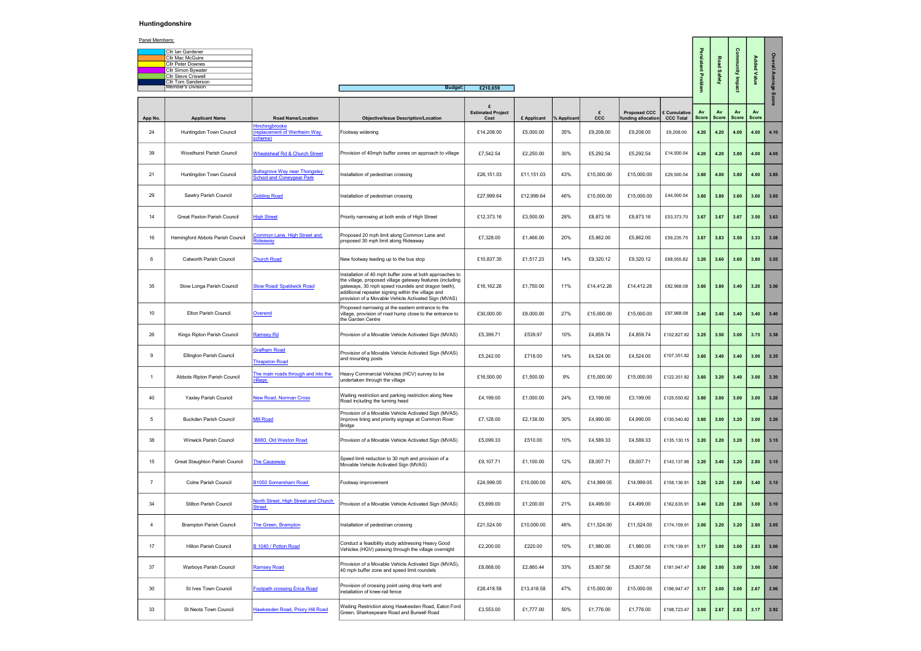# Huntingdonshire

Panel Members:

| |
|---|
| Cllr Ian Gardener |
| Cllr Mac McGuire |
| Cllr Peter Downes |
| Cllr Simon Bywater |
| Cllr Steve Criswell |
| Cllr Tom Sanderson |
| Member's Division |

**Budget:** £210,659

| App No. | Applicant Name | Road Name/Location | Objective/Issue Description/Location | £ Estimated Project Cost | £ Applicant | % Applicant | £ CCC | Proposed CCC funding allocation | £ Cumulative CCC Total | Persistent Problem Av Score | Road Safety Av Score | Community Impact Av Score | Added Value Av Score | Overall Average Score |
|---|---|---|---|---|---|---|---|---|---|---|---|---|---|---|
| 24 | Huntingdon Town Council | Hinchingbrooke (replacement of Wertheim Way scheme) | Footway widening | £14,208.00 | £5,000.00 | 35% | £9,208.00 | £9,208.00 | £9,208.00 | 4.20 | 4.20 | 4.00 | 4.00 | 4.10 |
| 39 | Woodhurst Parish Council | Wheatsheaf Rd & Church Street | Provision of 40mph buffer zones on approach to village | £7,542.54 | £2,250.00 | 30% | £5,292.54 | £5,292.54 | £14,500.54 | 4.20 | 4.20 | 3.80 | 4.00 | 4.05 |
| 21 | Huntingdon Town Council | Buttsgrove Way near Thongsley School and Coneygear Park | Installation of pedestrian crossing | £26,151.03 | £11,151.03 | 43% | £15,000.00 | £15,000.00 | £29,500.54 | 3.60 | 4.00 | 3.80 | 4.00 | 3.85 |
| 29 | Sawtry Parish Council | Gidding Road | Installation of pedestrian crossing | £27,999.64 | £12,999.64 | 46% | £15,000.00 | £15,000.00 | £44,500.54 | 3.60 | 3.80 | 3.60 | 3.60 | 3.65 |
| 14 | Great Paxton Parish Council | High Street | Priority narrowing at both ends of High Street | £12,373.16 | £3,500.00 | 28% | £8,873.16 | £8,873.16 | £53,373.70 | 3.67 | 3.67 | 3.67 | 3.50 | 3.63 |
| 16 | Hemingford Abbots Parish Council | Common Lane, High Street and Rideaway | Proposed 20 mph limit along Common Lane and proposed 30 mph limit along Rideaway | £7,328.00 | £1,466.00 | 20% | £5,862.00 | £5,862.00 | £59,235.70 | 3.67 | 3.83 | 3.50 | 3.33 | 3.58 |
| 6 | Catworth Parish Council | Church Road | New footway leading up to the bus stop | £10,837.35 | £1,517.23 | 14% | £9,320.12 | £9,320.12 | £68,555.82 | 3.20 | 3.60 | 3.60 | 3.80 | 3.55 |
| 35 | Stow Longa Parish Council | Stow Road/ Spaldwick Road | Installation of 40 mph buffer zone at both approaches to the village, proposed village gateway features (including gateways, 30 mph speed roundels and dragon teeth), additional repeater signing within the village and provision of a Movable Vehicle Activated Sign (MVAS) | £16,162.26 | £1,750.00 | 11% | £14,412.26 | £14,412.26 | £82,968.08 | 3.60 | 3.80 | 3.40 | 3.20 | 3.50 |
| 10 | Elton Parish Council | Overend | Proposed narrowing at the eastern entrance to the village, provision of road hump close to the entrance to the Garden Centre | £30,000.00 | £8,000.00 | 27% | £15,000.00 | £15,000.00 | £97,968.08 | 3.40 | 3.40 | 3.40 | 3.40 | 3.40 |
| 26 | Kings Ripton Parish Council | Ramsey Rd | Provision of a Movable Vehicle Activated Sign (MVAS) | £5,399.71 | £539.97 | 10% | £4,859.74 | £4,859.74 | £102,827.82 | 3.25 | 3.50 | 3.00 | 3.75 | 3.38 |
| 9 | Ellington Parish Council | Grafham Road<br>Thrapston Road | Provision of a Movable Vehicle Activated Sign (MVAS) and mounting posts | £5,242.00 | £718.00 | 14% | £4,524.00 | £4,524.00 | £107,351.82 | 3.60 | 3.40 | 3.40 | 3.00 | 3.35 |
| 1 | Abbots Ripton Parish Council | The main roads through and into the village. | Heavy Commercial Vehicles (HCV) survey to be undertaken through the village | £16,500.00 | £1,500.00 | 9% | £15,000.00 | £15,000.00 | £122,351.82 | 3.60 | 3.20 | 3.40 | 3.00 | 3.30 |
| 40 | Yaxley Parish Council | New Road, Norman Cross | Waiting restriction and parking restriction along New Road including the turning head | £4,199.00 | £1,000.00 | 24% | £3,199.00 | £3,199.00 | £125,550.82 | 3.80 | 3.00 | 3.00 | 3.00 | 3.20 |
| 5 | Buckden Parish Council | Mill Road | Provision of a Movable Vehicle Activated Sign (MVAS). Improve lining and priority signage at Common River Bridge | £7,128.00 | £2,138.00 | 30% | £4,990.00 | £4,990.00 | £130,540.82 | 3.60 | 3.00 | 3.20 | 3.00 | 3.20 |
| 38 | Winwick Parish Council | B660, Old Weston Road | Provision of a Movable Vehicle Activated Sign (MVAS) | £5,099.33 | £510.00 | 10% | £4,589.33 | £4,589.33 | £135,130.15 | 3.20 | 3.20 | 3.20 | 3.00 | 3.15 |
| 15 | Great Staughton Parish Council | The Causeway | Speed limit reduction to 30 mph and provision of a Movable Vehicle Activated Sign (MVAS) | £9,107.71 | £1,100.00 | 12% | £8,007.71 | £8,007.71 | £143,137.86 | 3.20 | 3.40 | 3.20 | 2.80 | 3.15 |
| 7 | Colne Parish Council | B1050 Somersham Road | Footway improvement | £24,999.05 | £10,000.00 | 40% | £14,999.05 | £14,999.05 | £158,136.91 | 3.20 | 3.20 | 2.80 | 3.40 | 3.15 |
| 34 | Stilton Parish Council | North Street, High Street and Church Street | Provision of a Movable Vehicle Activated Sign (MVAS) | £5,699.00 | £1,200.00 | 21% | £4,499.00 | £4,499.00 | £162,635.91 | 3.40 | 3.20 | 2.80 | 3.00 | 3.10 |
| 4 | Brampton Parish Council | The Green, Brampton | Installation of pedestrian crossing | £21,524.00 | £10,000.00 | 46% | £11,524.00 | £11,524.00 | £174,159.91 | 3.00 | 3.20 | 3.20 | 2.80 | 3.05 |
| 17 | Hilton Parish Council | B 1040 / Potton Road | Conduct a feasibility study addressing Heavy Good Vehicles (HGV) passing through the village overnight | £2,200.00 | £220.00 | 10% | £1,980.00 | £1,980.00 | £176,139.91 | 3.17 | 3.00 | 3.00 | 2.83 | 3.00 |
| 37 | Warboys Parish Council | Ramsey Road | Provision of a Movable Vehicle Activated Sign (MVAS), 40 mph buffer zone and speed limit roundels | £8,668.00 | £2,860.44 | 33% | £5,807.56 | £5,807.56 | £181,947.47 | 3.00 | 3.00 | 3.00 | 3.00 | 3.00 |
| 30 | St Ives Town Council | Footpath crossing Erica Road | Provision of crossing point using drop kerb and installation of knee-rail fence | £28,418.58 | £13,418.58 | 47% | £15,000.00 | £15,000.00 | £196,947.47 | 3.17 | 3.00 | 3.00 | 2.67 | 2.96 |
| 33 | St Neots Town Council | Hawkesden Road, Priory Hill Road | Waiting Restriction along Hawkesden Road, Eaton Ford Green, Sharkespeare Road and Burwell Road | £3,553.00 | £1,777.00 | 50% | £1,776.00 | £1,776.00 | £198,723.47 | 3.00 | 2.67 | 2.83 | 3.17 | 2.92 |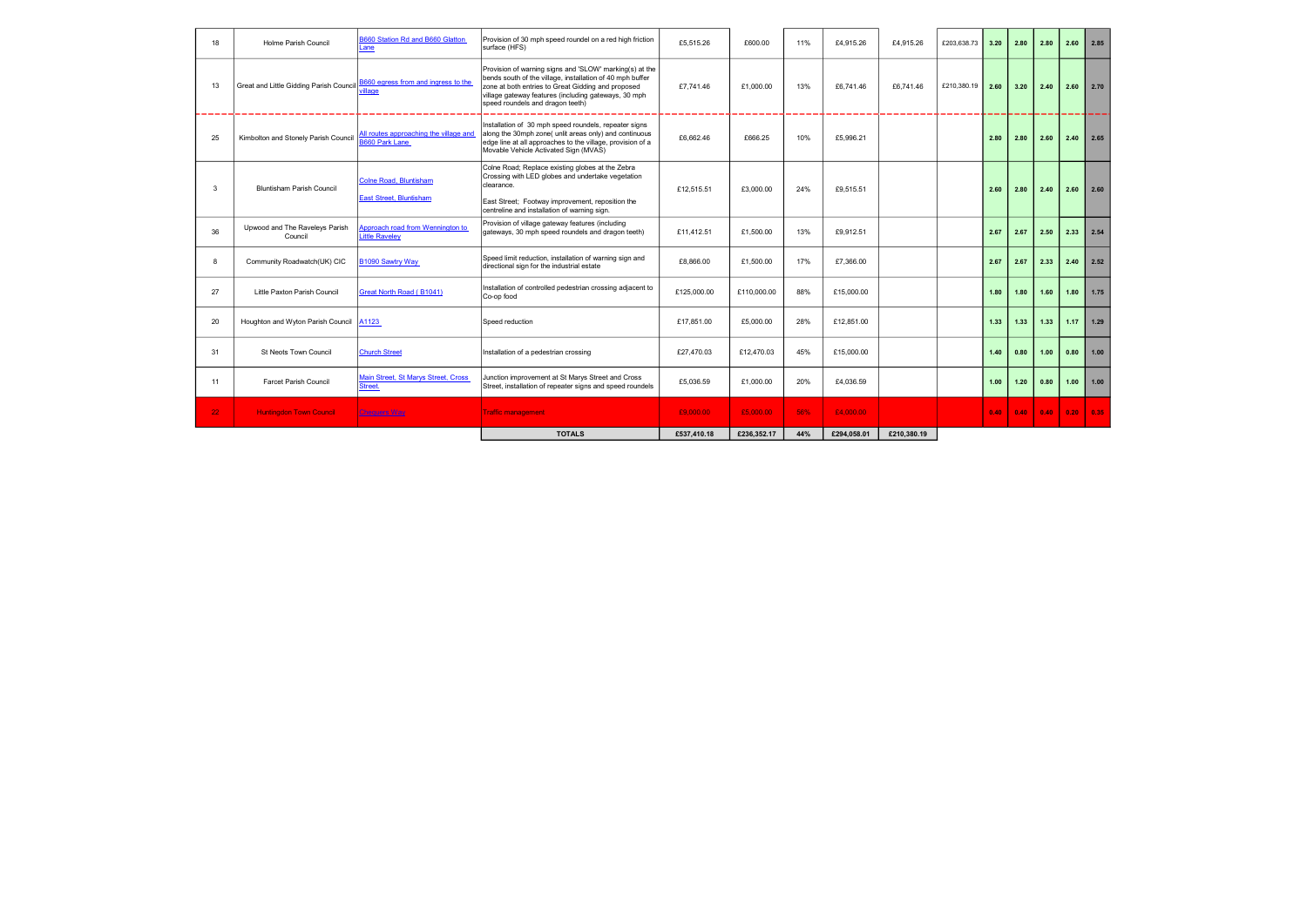|  |  |  |  |  |  |  |  |  |  |  |  |  |  |  |  |
|---|---|---|---|---|---|---|---|---|---|---|---|---|---|---|---|
| 18 | Holme Parish Council | B660 Station Rd and B660 Glatton Lane | Provision of 30 mph speed roundel on a red high friction surface (HFS) | £5,515.26 | £600.00 | 11% | £4,915.26 | £4,915.26 | £203,638.73 | 3.20 | 2.80 | 2.80 | 2.60 | 2.85 |
| 13 | Great and Little Gidding Parish Council | B660 egress from and ingress to the village | Provision of warning signs and 'SLOW' marking(s) at the bends south of the village, installation of 40 mph buffer zone at both entries to Great Gidding and proposed village gateway features (including gateways, 30 mph speed roundels and dragon teeth) | £7,741.46 | £1,000.00 | 13% | £6,741.46 | £6,741.46 | £210,380.19 | 2.60 | 3.20 | 2.40 | 2.60 | 2.70 |
| 25 | Kimbolton and Stonely Parish Council | All routes approaching the village and B660 Park Lane | Installation of 30 mph speed roundels, repeater signs along the 30mph zone( unlit areas only) and continuous edge line at all approaches to the village, provision of a Movable Vehicle Activated Sign (MVAS) | £6,662.46 | £666.25 | 10% | £5,996.21 |  |  | 2.80 | 2.80 | 2.60 | 2.40 | 2.65 |
| 3 | Bluntisham Parish Council | Colne Road, Bluntisham<br>East Street, Bluntisham | Colne Road; Replace existing globes at the Zebra Crossing with LED globes and undertake vegetation clearance.<br>East Street; Footway improvement, reposition the centreline and installation of warning sign. | £12,515.51 | £3,000.00 | 24% | £9,515.51 |  |  | 2.60 | 2.80 | 2.40 | 2.60 | 2.60 |
| 36 | Upwood and The Raveleys Parish Council | Approach road from Wennington to Little Raveley | Provision of village gateway features (including gateways, 30 mph speed roundels and dragon teeth) | £11,412.51 | £1,500.00 | 13% | £9,912.51 |  |  | 2.67 | 2.67 | 2.50 | 2.33 | 2.54 |
| 8 | Community Roadwatch(UK) CIC | B1090 Sawtry Way | Speed limit reduction, installation of warning sign and directional sign for the industrial estate | £8,866.00 | £1,500.00 | 17% | £7,366.00 |  |  | 2.67 | 2.67 | 2.33 | 2.40 | 2.52 |
| 27 | Little Paxton Parish Council | Great North Road ( B1041) | Installation of controlled pedestrian crossing adjacent to Co-op food | £125,000.00 | £110,000.00 | 88% | £15,000.00 |  |  | 1.80 | 1.80 | 1.60 | 1.80 | 1.75 |
| 20 | Houghton and Wyton Parish Council | A1123 | Speed reduction | £17,851.00 | £5,000.00 | 28% | £12,851.00 |  |  | 1.33 | 1.33 | 1.33 | 1.17 | 1.29 |
| 31 | St Neots Town Council | Church Street | Installation of a pedestrian crossing | £27,470.03 | £12,470.03 | 45% | £15,000.00 |  |  | 1.40 | 0.80 | 1.00 | 0.80 | 1.00 |
| 11 | Farcet Parish Council | Main Street, St Marys Street, Cross Street. | Junction improvement at St Marys Street and Cross Street, installation of repeater signs and speed roundels | £5,036.59 | £1,000.00 | 20% | £4,036.59 |  |  | 1.00 | 1.20 | 0.80 | 1.00 | 1.00 |
| 22 | Huntingdon Town Council | Chequers Way | Traffic management | £9,000.00 | £5,000.00 | 56% | £4,000.00 |  |  | 0.40 | 0.40 | 0.40 | 0.20 | 0.35 |
|  |  |  | **TOTALS** | **£537,410.18** | **£236,352.17** | **44%** | **£294,058.01** | **£210,380.19** |  |  |  |  |  |  |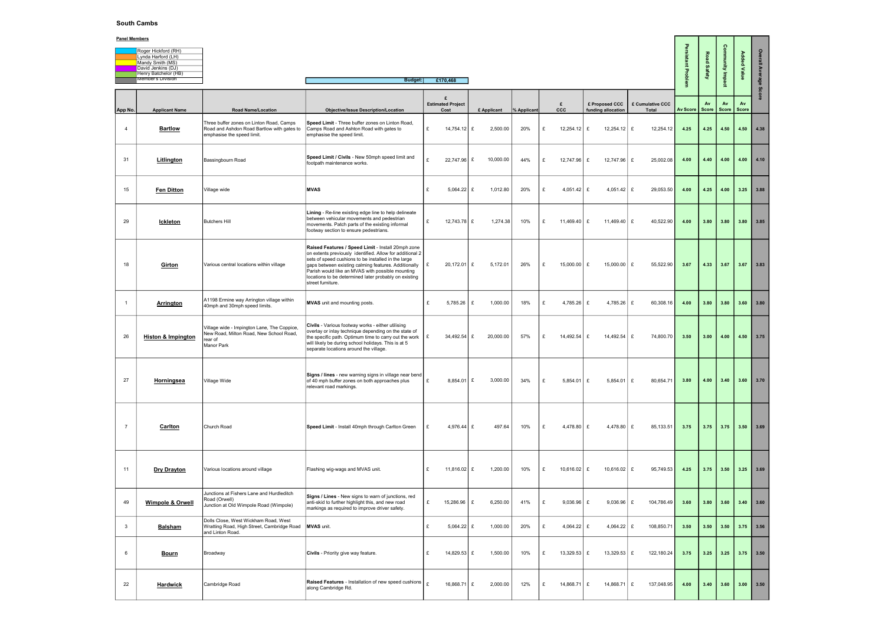**South Cambs**

**Panel Members**

| | |
|---|---|
| Roger Hickford (RH) | |
| Lynda Harford (LH) | |
| Mandy Smith (MS) | |
| David Jenkins (DJ) | |
| Henry Batchelor (HB) | |
| Members Division | |

**Budget: £170,468**

| App No. | Applicant Name | Road Name/Location | Objective/Issue Description/Location | £ Estimated Project Cost | £ Applicant | % Applicant | £ CCC | £ Proposed CCC funding allocation | £ Cumulative CCC Total | Persistent Problem Av Score | Road Safety Av Score | Community Impact Av Score | Added Value Av Score | Overall Average Score |
|---|---|---|---|---|---|---|---|---|---|---|---|---|---|---|
| 4 | **Bartlow** | Three buffer zones on Linton Road, Camps Road and Ashdon Road Bartlow with gates to emphasise the speed limit. | **Speed Limit** - Three buffer zones on Linton Road, Camps Road and Ashton Road with gates to emphasise the speed limit. | £ 14,754.12 | £ 2,500.00 | 20% | £ 12,254.12 | £ 12,254.12 | £ 12,254.12 | 4.25 | 4.25 | 4.50 | 4.50 | 4.38 |
| 31 | **Litlington** | Bassingbourn Road | **Speed Limit / Civils** - New 50mph speed limit and footpath maintenance works. | £ 22,747.96 | £ 10,000.00 | 44% | £ 12,747.96 | £ 12,747.96 | £ 25,002.08 | 4.00 | 4.40 | 4.00 | 4.00 | 4.10 |
| 15 | **Fen Ditton** | Village wide | **MVAS** | £ 5,064.22 | £ 1,012.80 | 20% | £ 4,051.42 | £ 4,051.42 | £ 29,053.50 | 4.00 | 4.25 | 4.00 | 3.25 | 3.88 |
| 29 | **Ickleton** | Butchers Hill | **Lining** - Re-line existing edge line to help delineate between vehicular movements and pedestrian movements. Patch parts of the existing informal footway section to ensure pedestrians. | £ 12,743.78 | £ 1,274.38 | 10% | £ 11,469.40 | £ 11,469.40 | £ 40,522.90 | 4.00 | 3.80 | 3.80 | 3.80 | 3.85 |
| 18 | **Girton** | Various central locations within village | **Raised Features / Speed Limit** - Install 20mph zone on extents previously identified. Allow for additional 2 sets of speed cushions to be installed in the large gaps between existing calming features. Additionally Parish would like an MVAS with possible mounting locations to be determined later probably on existing street furniture. | £ 20,172.01 | £ 5,172.01 | 26% | £ 15,000.00 | £ 15,000.00 | £ 55,522.90 | 3.67 | 4.33 | 3.67 | 3.67 | 3.83 |
| 1 | **Arrington** | A1198 Ermine way Arrington village within 40mph and 30mph speed limits. | **MVAS** unit and mounting posts. | £ 5,785.26 | £ 1,000.00 | 18% | £ 4,785.26 | £ 4,785.26 | £ 60,308.16 | 4.00 | 3.80 | 3.80 | 3.60 | 3.80 |
| 26 | **Histon & Impington** | Village wide - Impington Lane, The Coppice, New Road, Milton Road, New School Road, rear of Manor Park | **Civils** - Various footway works - either utilising overlay or inlay technique depending on the state of the specific path. Optimum time to carry out the work will likely be during school holidays. This is at 5 separate locations around the village. | £ 34,492.54 | £ 20,000.00 | 57% | £ 14,492.54 | £ 14,492.54 | £ 74,800.70 | 3.50 | 3.00 | 4.00 | 4.50 | 3.75 |
| 27 | **Horningsea** | Village Wide | **Signs / lines** - new warning signs in village near bend of 40 mph buffer zones on both approaches plus relevant road markings. | £ 8,854.01 | £ 3,000.00 | 34% | £ 5,854.01 | £ 5,854.01 | £ 80,654.71 | 3.80 | 4.00 | 3.40 | 3.60 | 3.70 |
| 7 | **Carlton** | Church Road | **Speed Limit** - Install 40mph through Carlton Green | £ 4,976.44 | £ 497.64 | 10% | £ 4,478.80 | £ 4,478.80 | £ 85,133.51 | 3.75 | 3.75 | 3.75 | 3.50 | 3.69 |
| 11 | **Dry Drayton** | Various locations around village | Flashing wig-wags and MVAS unit. | £ 11,816.02 | £ 1,200.00 | 10% | £ 10,616.02 | £ 10,616.02 | £ 95,749.53 | 4.25 | 3.75 | 3.50 | 3.25 | 3.69 |
| 49 | **Wimpole & Orwell** | Junctions at Fishers Lane and Hurdleditch Road (Orwell) Junction at Old Wimpole Road (Wimpole) | **Signs / Lines** - New signs to warn of junctions, red anti-skid to further highlight this, and new road markings as required to improve driver safety. | £ 15,286.96 | £ 6,250.00 | 41% | £ 9,036.96 | £ 9,036.96 | £ 104,786.49 | 3.60 | 3.80 | 3.60 | 3.40 | 3.60 |
| 3 | **Balsham** | Dolls Close, West Wickham Road, West Wratting Road, High Street, Cambridge Road and Linton Road. | **MVAS** unit. | £ 5,064.22 | £ 1,000.00 | 20% | £ 4,064.22 | £ 4,064.22 | £ 108,850.71 | 3.50 | 3.50 | 3.50 | 3.75 | 3.56 |
| 6 | **Bourn** | Broadway | **Civils** - Priority give way feature. | £ 14,829.53 | £ 1,500.00 | 10% | £ 13,329.53 | £ 13,329.53 | £ 122,180.24 | 3.75 | 3.25 | 3.25 | 3.75 | 3.50 |
| 22 | **Hardwick** | Cambridge Road | **Raised Features** - Installation of new speed cushions along Cambridge Rd. | £ 16,868.71 | £ 2,000.00 | 12% | £ 14,868.71 | £ 14,868.71 | £ 137,048.95 | 4.00 | 3.40 | 3.60 | 3.00 | 3.50 |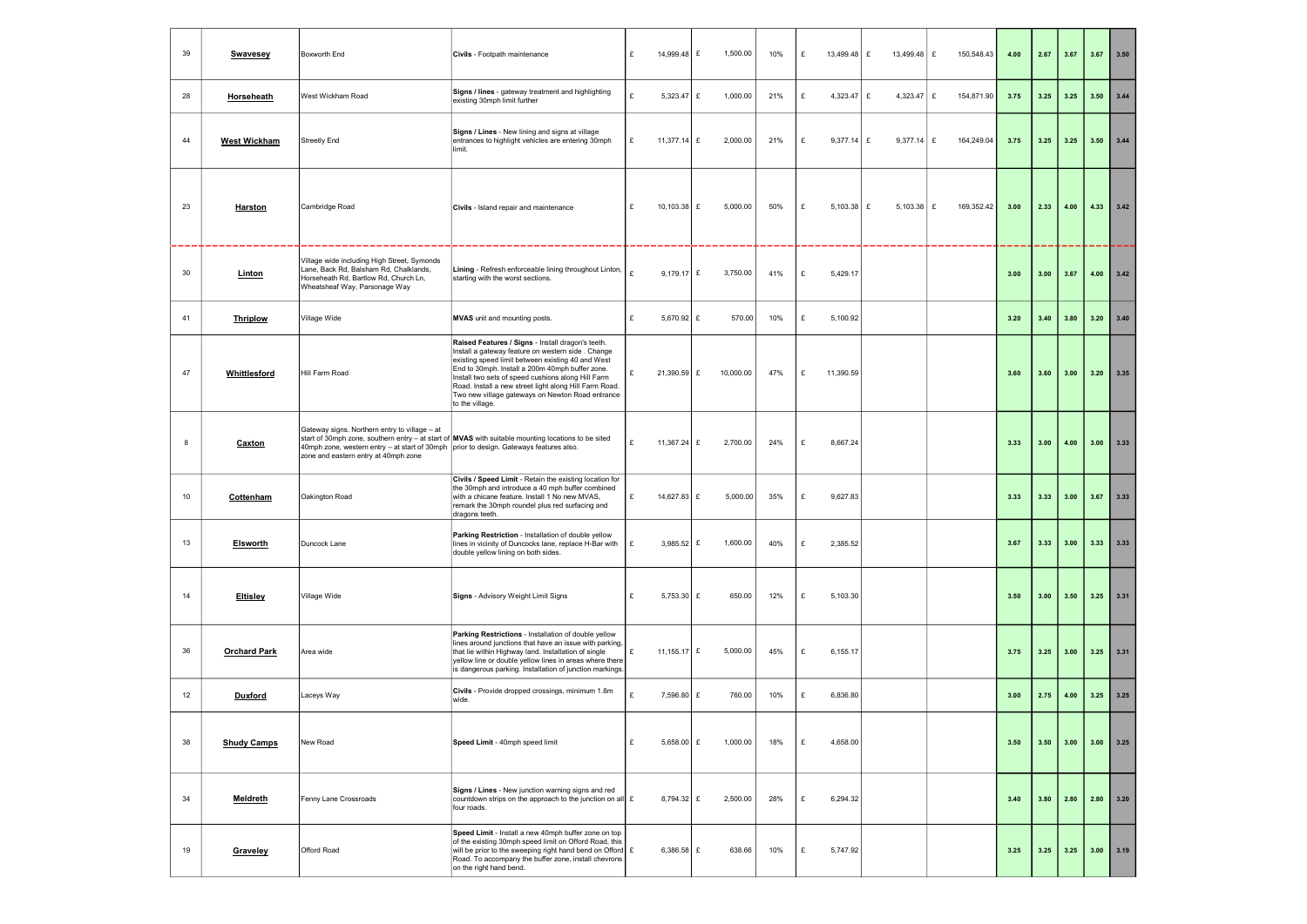| | | | | | | | | | | | | | | |
|---|---|---|---|---|---|---|---|---|---|---|---|---|---|---|
| 39 | **Swavesey** | Boxworth End | **Civils** - Footpath maintenance | £ 14,999.48 | £ 1,500.00 | 10% | £ 13,499.48 | £ 13,499.48 | £ 150,548.43 | 4.00 | 2.67 | 3.67 | 3.67 | 3.50 |
| 28 | **Horseheath** | West Wickham Road | **Signs / lines** - gateway treatment and highlighting existing 30mph limit further | £ 5,323.47 | £ 1,000.00 | 21% | £ 4,323.47 | £ 4,323.47 | £ 154,871.90 | 3.75 | 3.25 | 3.25 | 3.50 | 3.44 |
| 44 | **West Wickham** | Streetly End | **Signs / Lines** - New lining and signs at village entrances to highlight vehicles are entering 30mph limit. | £ 11,377.14 | £ 2,000.00 | 21% | £ 9,377.14 | £ 9,377.14 | £ 164,249.04 | 3.75 | 3.25 | 3.25 | 3.50 | 3.44 |
| 23 | **Harston** | Cambridge Road | **Civils** - Island repair and maintenance | £ 10,103.38 | £ 5,000.00 | 50% | £ 5,103.38 | £ 5,103.38 | £ 169,352.42 | 3.00 | 2.33 | 4.00 | 4.33 | 3.42 |
| 30 | **Linton** | Village wide including High Street, Symonds Lane, Back Rd, Balsham Rd, Chalklands, Horseheath Rd, Bartlow Rd, Church Ln, Wheatsheaf Way, Parsonage Way | **Lining** - Refresh enforceable lining throughout Linton, starting with the worst sections. | £ 9,179.17 | £ 3,750.00 | 41% | £ 5,429.17 | | | 3.00 | 3.00 | 3.67 | 4.00 | 3.42 |
| 41 | **Thriplow** | Village Wide | **MVAS** unit and mounting posts. | £ 5,670.92 | £ 570.00 | 10% | £ 5,100.92 | | | 3.20 | 3.40 | 3.80 | 3.20 | 3.40 |
| 47 | **Whittlesford** | Hill Farm Road | **Raised Features / Signs** - Install dragon's teeth. Install a gateway feature on western side . Change existing speed limit between existing 40 and West End to 30mph. Install a 200m 40mph buffer zone. Install two sets of speed cushions along Hill Farm Road. Install a new street light along Hill Farm Road. Two new village gateways on Newton Road entrance to the village. | £ 21,390.59 | £ 10,000.00 | 47% | £ 11,390.59 | | | 3.60 | 3.60 | 3.00 | 3.20 | 3.35 |
| 8 | **Caxton** | Gateway signs. Northern entry to village – at start of 30mph zone, southern entry – at start of 40mph zone, western entry – at start of 30mph zone and eastern entry at 40mph zone | **MVAS** with suitable mounting locations to be sited prior to design. Gateways features also. | £ 11,367.24 | £ 2,700.00 | 24% | £ 8,667.24 | | | 3.33 | 3.00 | 4.00 | 3.00 | 3.33 |
| 10 | **Cottenham** | Oakington Road | **Civils / Speed Limit** - Retain the existing location for the 30mph and introduce a 40 mph buffer combined with a chicane feature. Install 1 No new MVAS, remark the 30mph roundel plus red surfacing and dragons teeth. | £ 14,627.83 | £ 5,000.00 | 35% | £ 9,627.83 | | | 3.33 | 3.33 | 3.00 | 3.67 | 3.33 |
| 13 | **Elsworth** | Duncock Lane | **Parking Restriction** - Installation of double yellow lines in vicinity of Duncocks lane, replace H-Bar with double yellow lining on both sides. | £ 3,985.52 | £ 1,600.00 | 40% | £ 2,385.52 | | | 3.67 | 3.33 | 3.00 | 3.33 | 3.33 |
| 14 | **Eltisley** | Village Wide | **Signs** - Advisory Weight Limit Signs | £ 5,753.30 | £ 650.00 | 12% | £ 5,103.30 | | | 3.50 | 3.00 | 3.50 | 3.25 | 3.31 |
| 36 | **Orchard Park** | Area wide | **Parking Restrictions** - Installation of double yellow lines around junctions that have an issue with parking, that lie within Highway land. Installation of single yellow line or double yellow lines in areas where there is dangerous parking. Installation of junction markings. | £ 11,155.17 | £ 5,000.00 | 45% | £ 6,155.17 | | | 3.75 | 3.25 | 3.00 | 3.25 | 3.31 |
| 12 | **Duxford** | Laceys Way | **Civils** - Provide dropped crossings, minimum 1.8m wide. | £ 7,596.80 | £ 760.00 | 10% | £ 6,836.80 | | | 3.00 | 2.75 | 4.00 | 3.25 | 3.25 |
| 38 | **Shudy Camps** | New Road | **Speed Limit** - 40mph speed limit | £ 5,658.00 | £ 1,000.00 | 18% | £ 4,658.00 | | | 3.50 | 3.50 | 3.00 | 3.00 | 3.25 |
| 34 | **Meldreth** | Fenny Lane Crossroads | **Signs / Lines** - New junction warning signs and red countdown strips on the approach to the junction on all four roads. | £ 8,794.32 | £ 2,500.00 | 28% | £ 6,294.32 | | | 3.40 | 3.80 | 2.80 | 2.80 | 3.20 |
| 19 | **Graveley** | Offord Road | **Speed Limit** - Install a new 40mph buffer zone on top of the existing 30mph speed limit on Offord Road, this will be prior to the sweeping right hand bend on Offord Road. To accompany the buffer zone, install chevrons on the right hand bend. | £ 6,386.58 | £ 638.66 | 10% | £ 5,747.92 | | | 3.25 | 3.25 | 3.25 | 3.00 | 3.19 |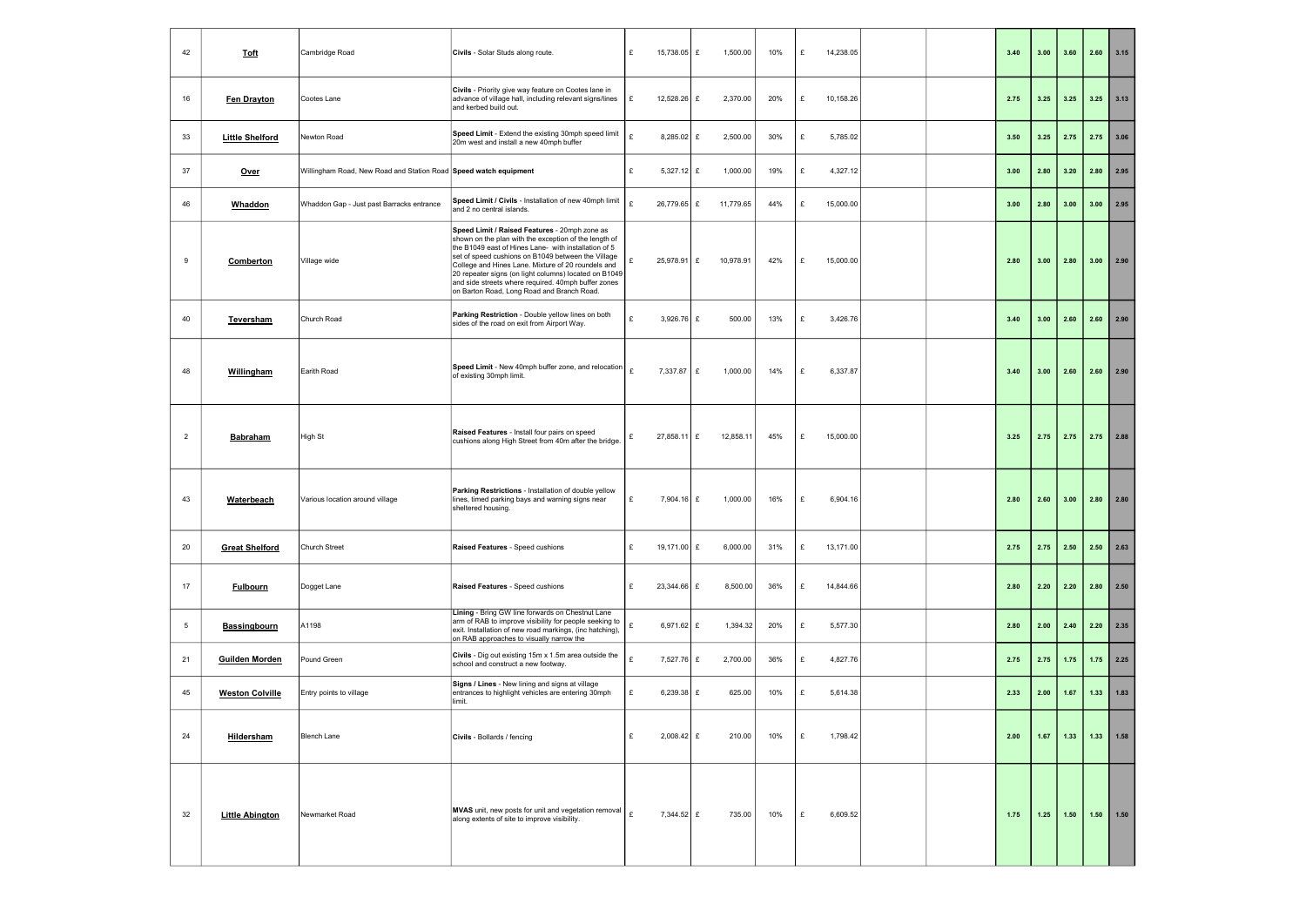| | | | | | | | | | | | | | | | | |
|---|---|---|---|---|---|---|---|---|---|---|---|---|---|---|---|---|
| 42 | **Toft** | Cambridge Road | **Civils** - Solar Studs along route. | £ 15,738.05 | £ 1,500.00 | 10% | £ 14,238.05 | | | 3.40 | 3.00 | 3.60 | 2.60 | 3.15 |
| 16 | **Fen Drayton** | Cootes Lane | **Civils** - Priority give way feature on Cootes lane in advance of village hall, including relevant signs/lines and kerbed build out. | £ 12,528.26 | £ 2,370.00 | 20% | £ 10,158.26 | | | 2.75 | 3.25 | 3.25 | 3.25 | 3.13 |
| 33 | **Little Shelford** | Newton Road | **Speed Limit** - Extend the existing 30mph speed limit 20m west and install a new 40mph buffer | £ 8,285.02 | £ 2,500.00 | 30% | £ 5,785.02 | | | 3.50 | 3.25 | 2.75 | 2.75 | 3.06 |
| 37 | **Over** | Willingham Road, New Road and Station Road | **Speed watch equipment** | £ 5,327.12 | £ 1,000.00 | 19% | £ 4,327.12 | | | 3.00 | 2.80 | 3.20 | 2.80 | 2.95 |
| 46 | **Whaddon** | Whaddon Gap - Just past Barracks entrance | **Speed Limit / Civils** - Installation of new 40mph limit and 2 no central islands. | £ 26,779.65 | £ 11,779.65 | 44% | £ 15,000.00 | | | 3.00 | 2.80 | 3.00 | 3.00 | 2.95 |
| 9 | **Comberton** | Village wide | **Speed Limit / Raised Features** - 20mph zone as shown on the plan with the exception of the length of the B1049 east of Hines Lane- with installation of 5 set of speed cushions on B1049 between the Village College and Hines Lane. Mixture of 20 roundels and 20 repeater signs (on light columns) located on B1049 and side streets where required. 40mph buffer zones on Barton Road, Long Road and Branch Road. | £ 25,978.91 | £ 10,978.91 | 42% | £ 15,000.00 | | | 2.80 | 3.00 | 2.80 | 3.00 | 2.90 |
| 40 | **Teversham** | Church Road | **Parking Restriction** - Double yellow lines on both sides of the road on exit from Airport Way. | £ 3,926.76 | £ 500.00 | 13% | £ 3,426.76 | | | 3.40 | 3.00 | 2.60 | 2.60 | 2.90 |
| 48 | **Willingham** | Earith Road | **Speed Limit** - New 40mph buffer zone, and relocation of existing 30mph limit. | £ 7,337.87 | £ 1,000.00 | 14% | £ 6,337.87 | | | 3.40 | 3.00 | 2.60 | 2.60 | 2.90 |
| 2 | **Babraham** | High St | **Raised Features** - Install four pairs on speed cushions along High Street from 40m after the bridge. | £ 27,858.11 | £ 12,858.11 | 45% | £ 15,000.00 | | | 3.25 | 2.75 | 2.75 | 2.75 | 2.88 |
| 43 | **Waterbeach** | Various location around village | **Parking Restrictions** - Installation of double yellow lines, timed parking bays and warning signs near sheltered housing. | £ 7,904.16 | £ 1,000.00 | 16% | £ 6,904.16 | | | 2.80 | 2.60 | 3.00 | 2.80 | 2.80 |
| 20 | **Great Shelford** | Church Street | **Raised Features** - Speed cushions | £ 19,171.00 | £ 6,000.00 | 31% | £ 13,171.00 | | | 2.75 | 2.75 | 2.50 | 2.50 | 2.63 |
| 17 | **Fulbourn** | Dogget Lane | **Raised Features** - Speed cushions | £ 23,344.66 | £ 8,500.00 | 36% | £ 14,844.66 | | | 2.80 | 2.20 | 2.20 | 2.80 | 2.50 |
| 5 | **Bassingbourn** | A1198 | **Lining** - Bring GW line forwards on Chestnut Lane arm of RAB to improve visibility for people seeking to exit. Installation of new road markings, (inc hatching), on RAB approaches to visually narrow the | £ 6,971.62 | £ 1,394.32 | 20% | £ 5,577.30 | | | 2.80 | 2.00 | 2.40 | 2.20 | 2.35 |
| 21 | **Guilden Morden** | Pound Green | **Civils** - Dig out existing 15m x 1.5m area outside the school and construct a new footway. | £ 7,527.76 | £ 2,700.00 | 36% | £ 4,827.76 | | | 2.75 | 2.75 | 1.75 | 1.75 | 2.25 |
| 45 | **Weston Colville** | Entry points to village | **Signs / Lines** - New lining and signs at village entrances to highlight vehicles are entering 30mph limit. | £ 6,239.38 | £ 625.00 | 10% | £ 5,614.38 | | | 2.33 | 2.00 | 1.67 | 1.33 | 1.83 |
| 24 | **Hildersham** | Blench Lane | **Civils** - Bollards / fencing | £ 2,008.42 | £ 210.00 | 10% | £ 1,798.42 | | | 2.00 | 1.67 | 1.33 | 1.33 | 1.58 |
| 32 | **Little Abington** | Newmarket Road | **MVAS** unit, new posts for unit and vegetation removal along extents of site to improve visibility. | £ 7,344.52 | £ 735.00 | 10% | £ 6,609.52 | | | 1.75 | 1.25 | 1.50 | 1.50 | 1.50 |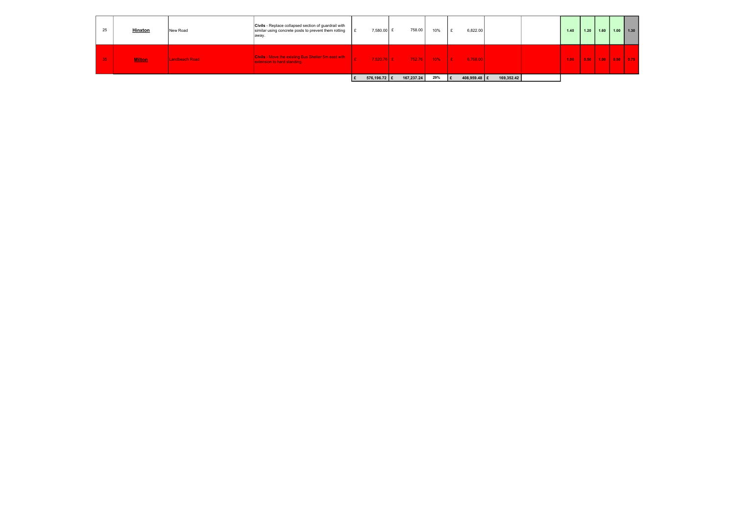| | | | | | | | | | | | | | | | |
|---|---|---|---|---|---|---|---|---|---|---|---|---|---|---|---|
| 25 | **Hinxton** | New Road | **Civils** - Replace collapsed section of guardrail with similar using concrete posts to prevent them rotting away. | £ 7,580.00 | £ 758.00 | 10% | £ 6,822.00 | | | 1.40 | 1.20 | 1.60 | 1.00 | 1.30 |
| 35 | **Milton** | Landbeach Road | **Civils** - Move the existing Bus Shelter 5m east with extension to hard standing. | £ 7,520.76 | £ 752.76 | 10% | £ 6,768.00 | | | 1.00 | 0.50 | 1.00 | 0.50 | 0.75 |
| | | | | £ 576,196.72 | £ 167,237.24 | 29% | £ 408,959.48 | £ 169,352.42 | | | | | | |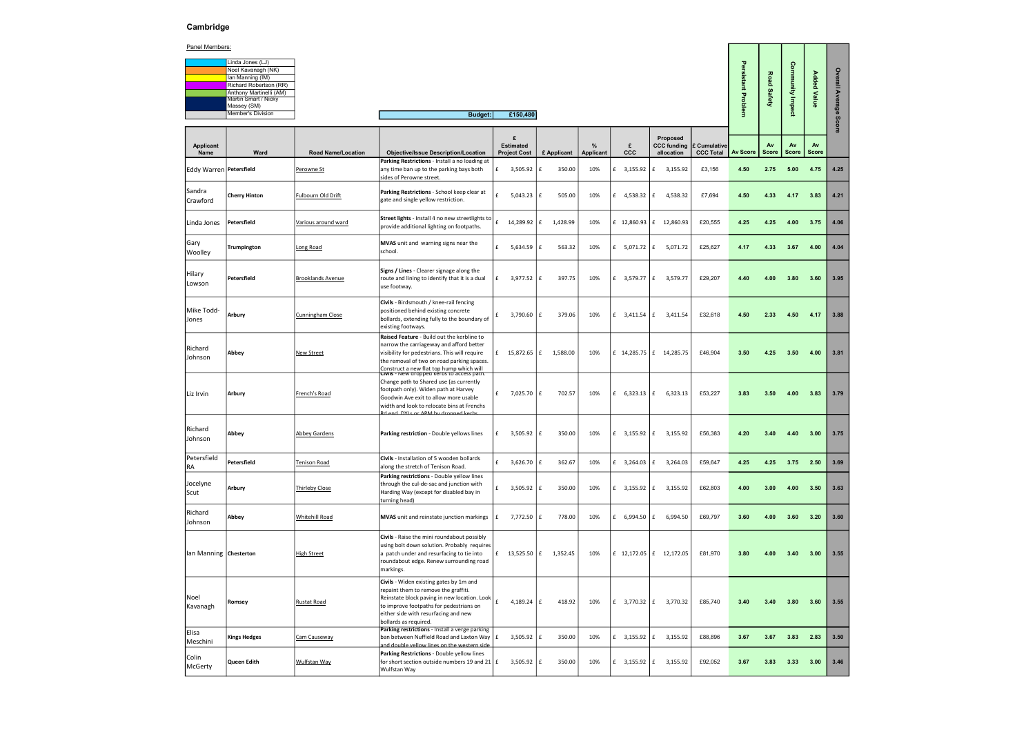# Cambridge

Panel Members:

| Panel Member |
|---|
| Linda Jones (LJ) |
| Noel Kavanagh (NK) |
| Ian Manning (IM) |
| Richard Robertson (RR) |
| Anthony Martinelli (AM) |
| Martin Smart / Nicky Massey (SM) |
| Member's Division |

**Budget:** £150,480

| Applicant Name | Ward | Road Name/Location | Objective/Issue Description/Location | £ Estimated Project Cost | £ Applicant | % Applicant | £ CCC | Proposed CCC funding allocation | £ Cumulative CCC Total | Persistant Problem Av Score | Road Safety Av Score | Community Impact Av Score | Added Value Av Score | Overall Average Score |
|---|---|---|---|---|---|---|---|---|---|---|---|---|---|---|
| Eddy Warren | Petersfield | Perowne St | **Parking Restrictions** - Install a no loading at any time ban up to the parking bays both sides of Perowne street. | £ 3,505.92 | £ 350.00 | 10% | £ 3,155.92 | £ 3,155.92 | £3,156 | 4.50 | 2.75 | 5.00 | 4.75 | 4.25 |
| Sandra Crawford | Cherry Hinton | Fulbourn Old Drift | **Parking Restrictions** - School keep clear at gate and single yellow restriction. | £ 5,043.23 | £ 505.00 | 10% | £ 4,538.32 | £ 4,538.32 | £7,694 | 4.50 | 4.33 | 4.17 | 3.83 | 4.21 |
| Linda Jones | Petersfield | Various around ward | **Street lights** - Install 4 no new streetlights to provide additional lighting on footpaths. | £ 14,289.92 | £ 1,428.99 | 10% | £ 12,860.93 | £ 12,860.93 | £20,555 | 4.25 | 4.25 | 4.00 | 3.75 | 4.06 |
| Gary Woolley | Trumpington | Long Road | **MVAS** unit and warning signs near the school. | £ 5,634.59 | £ 563.32 | 10% | £ 5,071.72 | £ 5,071.72 | £25,627 | 4.17 | 4.33 | 3.67 | 4.00 | 4.04 |
| Hilary Lowson | Petersfield | Brooklands Avenue | **Signs / Lines** - Clearer signage along the route and lining to identify that it is a dual use footway. | £ 3,977.52 | £ 397.75 | 10% | £ 3,579.77 | £ 3,579.77 | £29,207 | 4.40 | 4.00 | 3.80 | 3.60 | 3.95 |
| Mike Todd-Jones | Arbury | Cunningham Close | **Civils** - Birdsmouth / knee-rail fencing positioned behind existing concrete bollards, extending fully to the boundary of existing footways. | £ 3,790.60 | £ 379.06 | 10% | £ 3,411.54 | £ 3,411.54 | £32,618 | 4.50 | 2.33 | 4.50 | 4.17 | 3.88 |
| Richard Johnson | Abbey | New Street | **Raised Feature** - Build out the kerbline to narrow the carriageway and afford better visibility for pedestrians. This will require the removal of two on road parking spaces. Construct a new flat top hump which will | £ 15,872.65 | £ 1,588.00 | 10% | £ 14,285.75 | £ 14,285.75 | £46,904 | 3.50 | 4.25 | 3.50 | 4.00 | 3.81 |
| Liz Irvin | Arbury | French's Road | **Civils** - New dropped kerbs to access path. Change path to Shared use (as currently footpath only). Widen path at Harvey Goodwin Ave exit to allow more usable width and look to relocate bins at Frenchs Rd end. DYLs or APM by dropped kerbs | £ 7,025.70 | £ 702.57 | 10% | £ 6,323.13 | £ 6,323.13 | £53,227 | 3.83 | 3.50 | 4.00 | 3.83 | 3.79 |
| Richard Johnson | Abbey | Abbey Gardens | **Parking restriction** - Double yellows lines | £ 3,505.92 | £ 350.00 | 10% | £ 3,155.92 | £ 3,155.92 | £56,383 | 4.20 | 3.40 | 4.40 | 3.00 | 3.75 |
| Petersfield RA | Petersfield | Tenison Road | **Civils** - Installation of 5 wooden bollards along the stretch of Tenison Road. | £ 3,626.70 | £ 362.67 | 10% | £ 3,264.03 | £ 3,264.03 | £59,647 | 4.25 | 4.25 | 3.75 | 2.50 | 3.69 |
| Jocelyne Scut | Arbury | Thirleby Close | **Parking restrictions** - Double yellow lines through the cul-de-sac and junction with Harding Way (except for disabled bay in turning head) | £ 3,505.92 | £ 350.00 | 10% | £ 3,155.92 | £ 3,155.92 | £62,803 | 4.00 | 3.00 | 4.00 | 3.50 | 3.63 |
| Richard Johnson | Abbey | Whitehill Road | **MVAS** unit and reinstate junction markings | £ 7,772.50 | £ 778.00 | 10% | £ 6,994.50 | £ 6,994.50 | £69,797 | 3.60 | 4.00 | 3.60 | 3.20 | 3.60 |
| Ian Manning | Chesterton | High Street | **Civils** - Raise the mini roundabout possibly using bolt down solution. Probably requires a patch under and resurfacing to tie into roundabout edge. Renew surrounding road markings. | £ 13,525.50 | £ 1,352.45 | 10% | £ 12,172.05 | £ 12,172.05 | £81,970 | 3.80 | 4.00 | 3.40 | 3.00 | 3.55 |
| Noel Kavanagh | Romsey | Rustat Road | **Civils** - Widen existing gates by 1m and repaint them to remove the graffiti. Reinstate block paving in new location. Look to improve footpaths for pedestrians on either side with resurfacing and new bollards as required. | £ 4,189.24 | £ 418.92 | 10% | £ 3,770.32 | £ 3,770.32 | £85,740 | 3.40 | 3.40 | 3.80 | 3.60 | 3.55 |
| Elisa Meschini | Kings Hedges | Cam Causeway | **Parking restrictions** - Install a verge parking ban between Nuffield Road and Laxton Way and double yellow lines on the western side | £ 3,505.92 | £ 350.00 | 10% | £ 3,155.92 | £ 3,155.92 | £88,896 | 3.67 | 3.67 | 3.83 | 2.83 | 3.50 |
| Colin McGerty | Queen Edith | Wulfstan Way | **Parking Restrictions** - Double yellow lines for short section outside numbers 19 and 21 Wulfstan Way | £ 3,505.92 | £ 350.00 | 10% | £ 3,155.92 | £ 3,155.92 | £92,052 | 3.67 | 3.83 | 3.33 | 3.00 | 3.46 |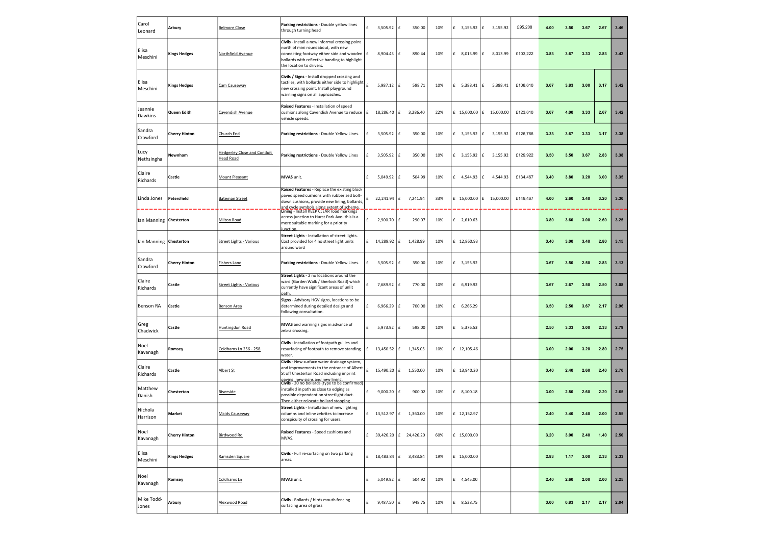| | | | | | | | | | | | | | | | |
|---|---|---|---|---|---|---|---|---|---|---|---|---|---|---|---|
| Carol Leonard | **Arbury** | Belmore Close | **Parking restrictions** - Double yellow lines through turning head | £ 3,505.92 | £ 350.00 | 10% | £ 3,155.92 | £ 3,155.92 | £95,208 | 4.00 | 3.50 | 3.67 | 2.67 | 3.46 |
| Elisa Meschini | **Kings Hedges** | Northfield Avenue | **Civils** - Install a new informal crossing point north of mini roundabout, with new connecting footway either side and wooden bollards with reflective banding to highlight the location to drivers. | £ 8,904.43 | £ 890.44 | 10% | £ 8,013.99 | £ 8,013.99 | £103,222 | 3.83 | 3.67 | 3.33 | 2.83 | 3.42 |
| Elisa Meschini | **Kings Hedges** | Cam Causeway | **Civils / Signs** - Install dropped crossing and tactiles, with bollards either side to highlight new crossing point. Install playground warning signs on all approaches. | £ 5,987.12 | £ 598.71 | 10% | £ 5,388.41 | £ 5,388.41 | £108,610 | 3.67 | 3.83 | 3.00 | 3.17 | 3.42 |
| Jeannie Dawkins | **Queen Edith** | Cavendish Avenue | **Raised Features** - Installation of speed cushions along Cavendish Avenue to reduce vehicle speeds. | £ 18,286.40 | £ 3,286.40 | 22% | £ 15,000.00 | £ 15,000.00 | £123,610 | 3.67 | 4.00 | 3.33 | 2.67 | 3.42 |
| Sandra Crawford | **Cherry Hinton** | Church End | **Parking restrictions** - Double Yellow Lines. | £ 3,505.92 | £ 350.00 | 10% | £ 3,155.92 | £ 3,155.92 | £126,766 | 3.33 | 3.67 | 3.33 | 3.17 | 3.38 |
| Lucy Nethsingha | **Newnham** | Hedgerley Close and Conduit Head Road | **Parking restrictions** - Double Yellow Lines | £ 3,505.92 | £ 350.00 | 10% | £ 3,155.92 | £ 3,155.92 | £129,922 | 3.50 | 3.50 | 3.67 | 2.83 | 3.38 |
| Claire Richards | **Castle** | Mount Pleasant | **MVAS** unit. | £ 5,049.92 | £ 504.99 | 10% | £ 4,544.93 | £ 4,544.93 | £134,467 | 3.40 | 3.80 | 3.20 | 3.00 | 3.35 |
| Linda Jones | **Petersfield** | Bateman Street | **Raised Features** - Replace the existing block paved speed cushions with rubberised bolt-down cushions, provide new lining, bollards, and cycle symbols along extent of scheme. | £ 22,241.94 | £ 7,241.94 | 33% | £ 15,000.00 | £ 15,000.00 | £149,467 | 4.00 | 2.60 | 3.40 | 3.20 | 3.30 |
| Ian Manning | **Chesterton** | Milton Road | **Lining** - Install KEEP CLEAR road markings across junction to Hurst Park Ave- this is a more suitable marking for a priority junction. | £ 2,900.70 | £ 290.07 | 10% | £ 2,610.63 | | | 3.80 | 3.60 | 3.00 | 2.60 | 3.25 |
| Ian Manning | **Chesterton** | Street Lights - Various | **Street Lights** - Installation of street lights. Cost provided for 4 no street light units around ward | £ 14,289.92 | £ 1,428.99 | 10% | £ 12,860.93 | | | 3.40 | 3.00 | 3.40 | 2.80 | 3.15 |
| Sandra Crawford | **Cherry Hinton** | Fishers Lane | **Parking restrictions** - Double Yellow Lines. | £ 3,505.92 | £ 350.00 | 10% | £ 3,155.92 | | | 3.67 | 3.50 | 2.50 | 2.83 | 3.13 |
| Claire Richards | **Castle** | Street Lights - Various | **Street Lights** - 2 no locations around the ward (Garden Walk / Sherlock Road) which currently have significant areas of unlit path. | £ 7,689.92 | £ 770.00 | 10% | £ 6,919.92 | | | 3.67 | 2.67 | 3.50 | 2.50 | 3.08 |
| Benson RA | **Castle** | Benson Area | **Signs** - Advisory HGV signs, locations to be determined during detailed design and following consultation. | £ 6,966.29 | £ 700.00 | 10% | £ 6,266.29 | | | 3.50 | 2.50 | 3.67 | 2.17 | 2.96 |
| Greg Chadwick | **Castle** | Huntingdon Road | **MVAS** and warning signs in advance of zebra crossing. | £ 5,973.92 | £ 598.00 | 10% | £ 5,376.53 | | | 2.50 | 3.33 | 3.00 | 2.33 | 2.79 |
| Noel Kavanagh | **Romsey** | Coldhams Ln 256 - 258 | **Civils** - Installation of footpath gullies and resurfacing of footpath to remove standing water. | £ 13,450.52 | £ 1,345.05 | 10% | £ 12,105.46 | | | 3.00 | 2.00 | 3.20 | 2.80 | 2.75 |
| Claire Richards | **Castle** | Albert St | **Civils** - New surface water drainage system, and improvements to the entrance of Albert St off Chesterton Road including imprint paving, new signs and new lining. | £ 15,490.20 | £ 1,550.00 | 10% | £ 13,940.20 | | | 3.40 | 2.40 | 2.60 | 2.40 | 2.70 |
| Matthew Danish | **Chesterton** | Riverside | **Civils** - 20 no bollards (type to be confirmed) installed in path as close to edging as possible dependent on streetlight duct. Then either relocate bollard stopping | £ 9,000.20 | £ 900.02 | 10% | £ 8,100.18 | | | 3.00 | 2.80 | 2.60 | 2.20 | 2.65 |
| Nichola Harrison | **Market** | Maids Causeway | **Street Lights** - Installation of new lighting columns and inline zebrites to increase conspicuity of crossing for users. | £ 13,512.97 | £ 1,360.00 | 10% | £ 12,152.97 | | | 2.40 | 3.40 | 2.40 | 2.00 | 2.55 |
| Noel Kavanagh | **Cherry Hinton** | Birdwood Rd | **Raised Features** - Speed cushions and MVAS. | £ 39,426.20 | £ 24,426.20 | 60% | £ 15,000.00 | | | 3.20 | 3.00 | 2.40 | 1.40 | 2.50 |
| Elisa Meschini | **Kings Hedges** | Ramsden Square | **Civils** - Full re-surfacing on two parking areas. | £ 18,483.84 | £ 3,483.84 | 19% | £ 15,000.00 | | | 2.83 | 1.17 | 3.00 | 2.33 | 2.33 |
| Noel Kavanagh | **Romsey** | Coldhams Ln | **MVAS** unit. | £ 5,049.92 | £ 504.92 | 10% | £ 4,545.00 | | | 2.40 | 2.60 | 2.00 | 2.00 | 2.25 |
| Mike Todd-Jones | **Arbury** | Alexwood Road | **Civils** - Bollards / birds mouth fencing surfacing area of grass | £ 9,487.50 | £ 948.75 | 10% | £ 8,538.75 | | | 3.00 | 0.83 | 2.17 | 2.17 | 2.04 |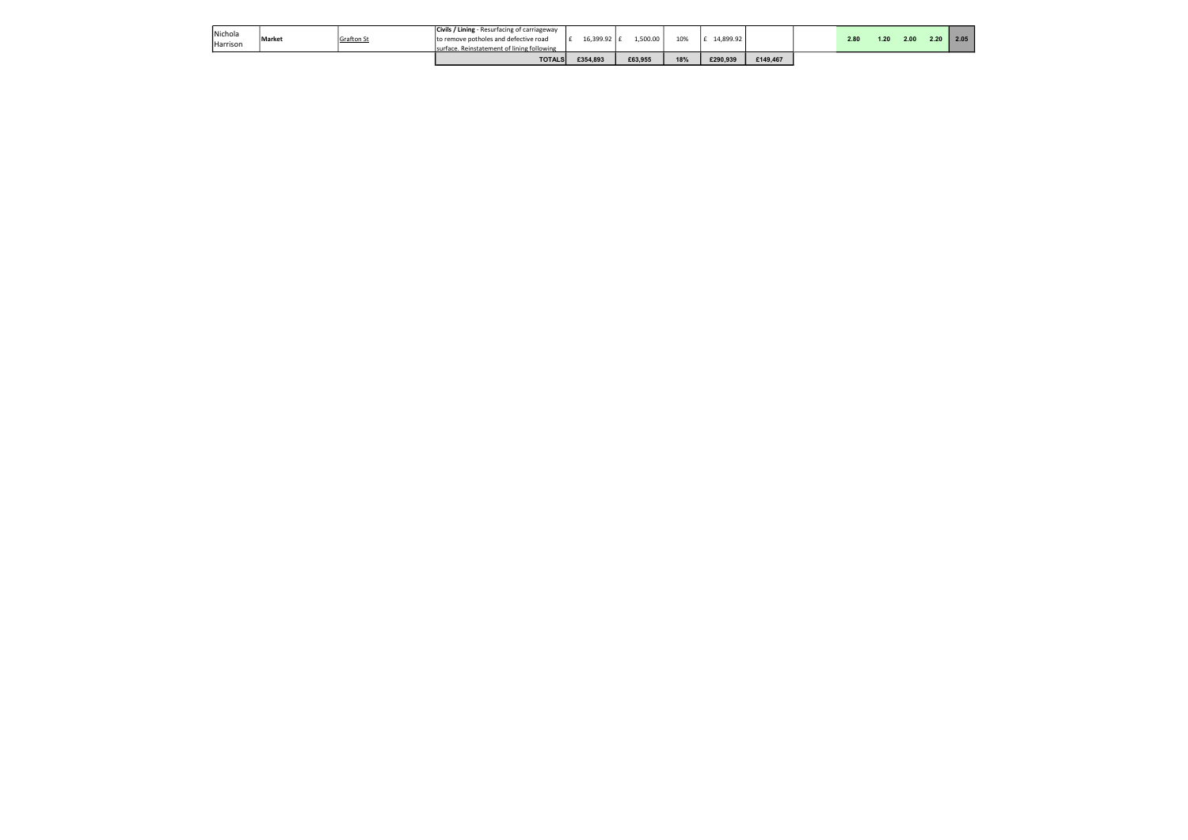| | | | | | | | | | | | | | | |
|---|---|---|---|---|---|---|---|---|---|---|---|---|---|---|
| Nichola Harrison | **Market** | Grafton St | **Civils / Lining** - Resurfacing of carriageway to remove potholes and defective road surface. Reinstatement of lining following | £ 16,399.92 | £ 1,500.00 | 10% | £ 14,899.92 | | | 2.80 | 1.20 | 2.00 | 2.20 | 2.05 |
| | | | **TOTALS** | **£354,893** | **£63,955** | **18%** | **£290,939** | **£149,467** | | | | | | |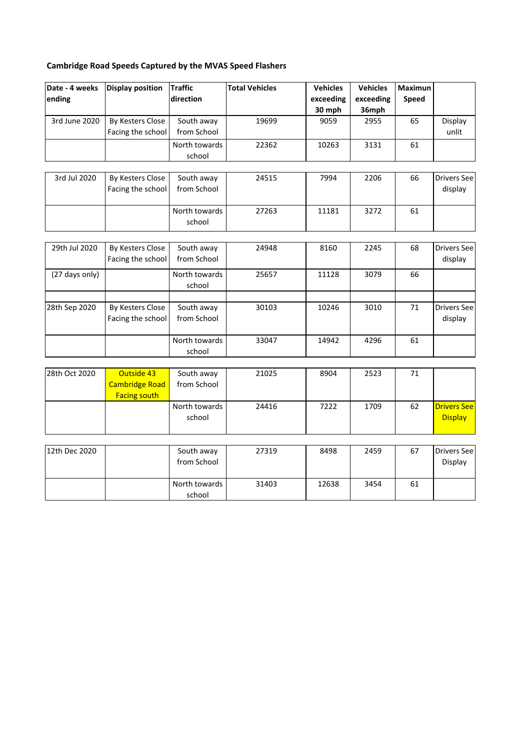**Cambridge Road Speeds Captured by the MVAS Speed Flashers**

| Date - 4 weeks ending | Display position | Traffic direction | Total Vehicles | Vehicles exceeding 30 mph | Vehicles exceeding 36mph | Maximun Speed | |
|---|---|---|---|---|---|---|---|
| 3rd June 2020 | By Kesters Close Facing the school | South away from School | 19699 | 9059 | 2955 | 65 | Display unlit |
| | | North towards school | 22362 | 10263 | 3131 | 61 | |
| 3rd Jul 2020 | By Kesters Close Facing the school | South away from School | 24515 | 7994 | 2206 | 66 | Drivers See display |
| | | North towards school | 27263 | 11181 | 3272 | 61 | |
| 29th Jul 2020 | By Kesters Close Facing the school | South away from School | 24948 | 8160 | 2245 | 68 | Drivers See display |
| (27 days only) | | North towards school | 25657 | 11128 | 3079 | 66 | |
| 28th Sep 2020 | By Kesters Close Facing the school | South away from School | 30103 | 10246 | 3010 | 71 | Drivers See display |
| | | North towards school | 33047 | 14942 | 4296 | 61 | |
| 28th Oct 2020 | Outside 43 Cambridge Road Facing south | South away from School | 21025 | 8904 | 2523 | 71 | |
| | | North towards school | 24416 | 7222 | 1709 | 62 | Drivers See Display |
| 12th Dec 2020 | | South away from School | 27319 | 8498 | 2459 | 67 | Drivers See Display |
| | | North towards school | 31403 | 12638 | 3454 | 61 | |